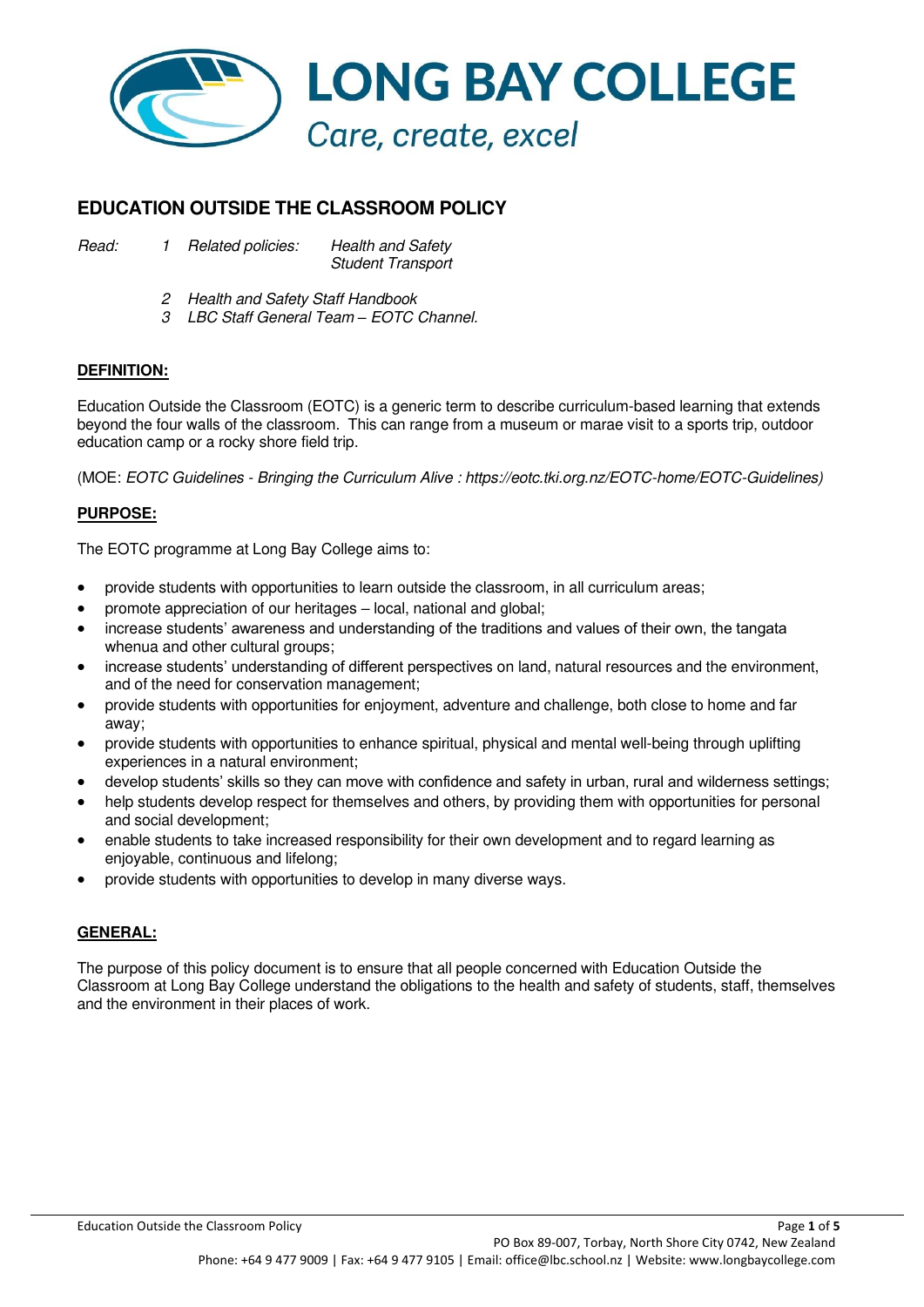# LONG BAY COLLEGE

*Care, create, excel*

## EDUCATION OUTSIDE THE CLASSROOM POLICY

*Read:* 1 *Related policies:* *Health and Safety*
*Student Transport*

2 *Health and Safety Staff Handbook*
3 *LBC Staff General Team – EOTC Channel.*

### DEFINITION:

Education Outside the Classroom (EOTC) is a generic term to describe curriculum-based learning that extends beyond the four walls of the classroom. This can range from a museum or marae visit to a sports trip, outdoor education camp or a rocky shore field trip.

(MOE: *EOTC Guidelines - Bringing the Curriculum Alive : https://eotc.tki.org.nz/EOTC-home/EOTC-Guidelines)*

### PURPOSE:

The EOTC programme at Long Bay College aims to:

- provide students with opportunities to learn outside the classroom, in all curriculum areas;
- promote appreciation of our heritages – local, national and global;
- increase students' awareness and understanding of the traditions and values of their own, the tangata whenua and other cultural groups;
- increase students' understanding of different perspectives on land, natural resources and the environment, and of the need for conservation management;
- provide students with opportunities for enjoyment, adventure and challenge, both close to home and far away;
- provide students with opportunities to enhance spiritual, physical and mental well-being through uplifting experiences in a natural environment;
- develop students' skills so they can move with confidence and safety in urban, rural and wilderness settings;
- help students develop respect for themselves and others, by providing them with opportunities for personal and social development;
- enable students to take increased responsibility for their own development and to regard learning as enjoyable, continuous and lifelong;
- provide students with opportunities to develop in many diverse ways.

### GENERAL:

The purpose of this policy document is to ensure that all people concerned with Education Outside the Classroom at Long Bay College understand the obligations to the health and safety of students, staff, themselves and the environment in their places of work.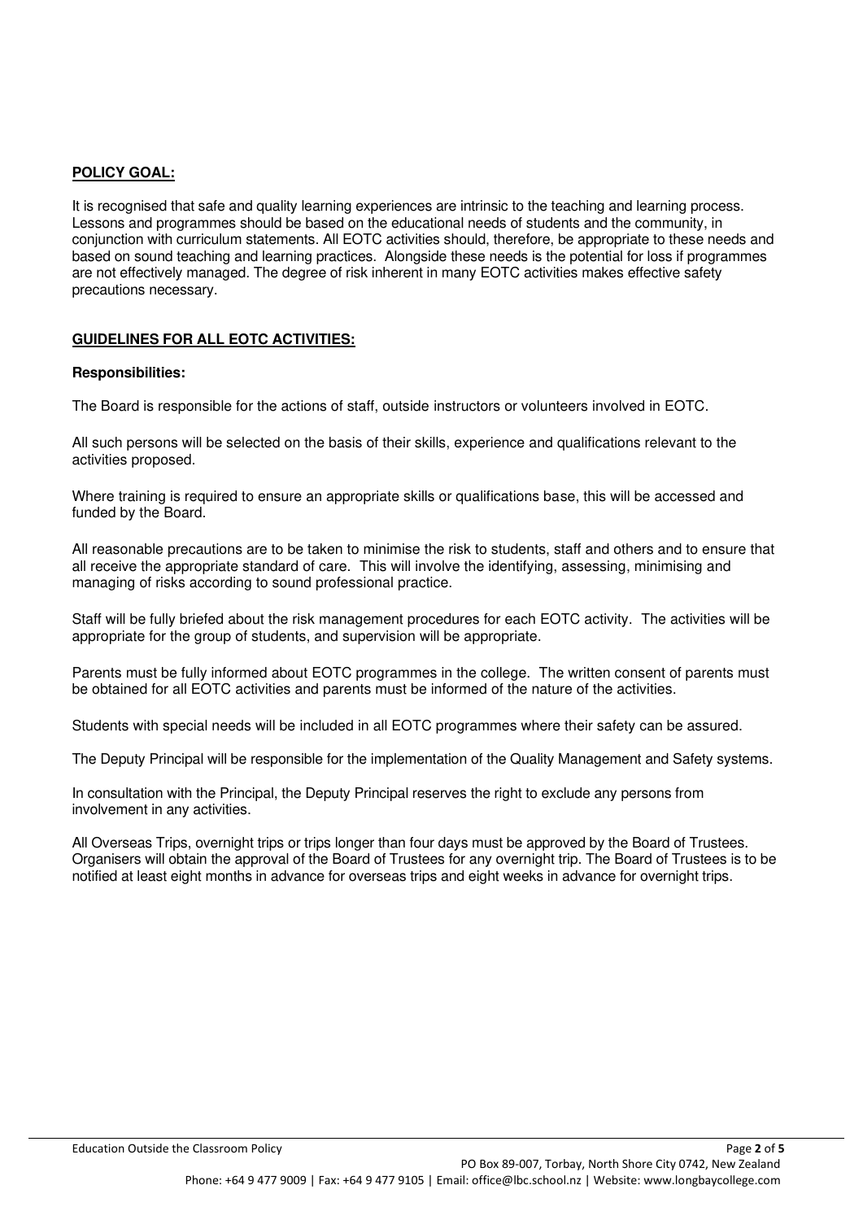## **POLICY GOAL:**

It is recognised that safe and quality learning experiences are intrinsic to the teaching and learning process. Lessons and programmes should be based on the educational needs of students and the community, in conjunction with curriculum statements. All EOTC activities should, therefore, be appropriate to these needs and based on sound teaching and learning practices. Alongside these needs is the potential for loss if programmes are not effectively managed. The degree of risk inherent in many EOTC activities makes effective safety precautions necessary.

## **GUIDELINES FOR ALL EOTC ACTIVITIES:**

### **Responsibilities:**

The Board is responsible for the actions of staff, outside instructors or volunteers involved in EOTC.

All such persons will be selected on the basis of their skills, experience and qualifications relevant to the activities proposed.

Where training is required to ensure an appropriate skills or qualifications base, this will be accessed and funded by the Board.

All reasonable precautions are to be taken to minimise the risk to students, staff and others and to ensure that all receive the appropriate standard of care. This will involve the identifying, assessing, minimising and managing of risks according to sound professional practice.

Staff will be fully briefed about the risk management procedures for each EOTC activity. The activities will be appropriate for the group of students, and supervision will be appropriate.

Parents must be fully informed about EOTC programmes in the college. The written consent of parents must be obtained for all EOTC activities and parents must be informed of the nature of the activities.

Students with special needs will be included in all EOTC programmes where their safety can be assured.

The Deputy Principal will be responsible for the implementation of the Quality Management and Safety systems.

In consultation with the Principal, the Deputy Principal reserves the right to exclude any persons from involvement in any activities.

All Overseas Trips, overnight trips or trips longer than four days must be approved by the Board of Trustees. Organisers will obtain the approval of the Board of Trustees for any overnight trip. The Board of Trustees is to be notified at least eight months in advance for overseas trips and eight weeks in advance for overnight trips.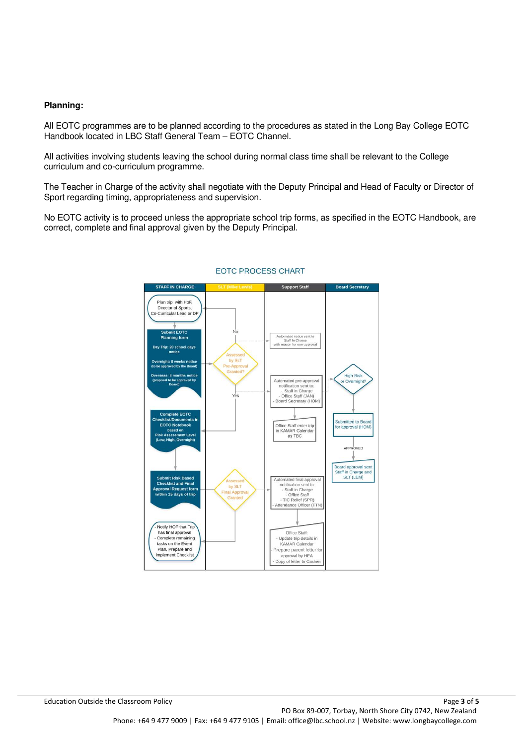**Planning:**

All EOTC programmes are to be planned according to the procedures as stated in the Long Bay College EOTC Handbook located in LBC Staff General Team – EOTC Channel.

All activities involving students leaving the school during normal class time shall be relevant to the College curriculum and co-curriculum programme.

The Teacher in Charge of the activity shall negotiate with the Deputy Principal and Head of Faculty or Director of Sport regarding timing, appropriateness and supervision.

No EOTC activity is to proceed unless the appropriate school trip forms, as specified in the EOTC Handbook, are correct, complete and final approval given by the Deputy Principal.

EOTC PROCESS CHART

| STAFF IN CHARGE | SLT (Mike Lewis) | Support Staff | Board Secretary |
|---|---|---|---|
| Plan trip with HoF, Director of Sports, Co-Curricular Lead or DP | | | |
| Submit EOTC Planning form<br>Day Trip: 20 school days notice<br>Overnight: 8 weeks notice (to be approved by the Board)<br>Overseas: 8 months notice (proposal to be approved by Board) | Assessed by SLT Pre-Approval Granted?<br>No → Plan trip (Automated notice sent to Staff in Charge with reason for non-approval)<br>Yes → Complete EOTC Checklist | Automated notice sent to Staff in Charge with reason for non-approval | |
| | | Automated pre-approval notification sent to:<br>- Staff in Charge<br>- Office Staff (JAN)<br>- Board Secretary (HOM) | High Risk or Overnight? |
| Complete EOTC Checklist/Documents in EOTC Notebook based on Risk Assessment Level (Low, High, Overnight) | | Office Staff enter trip in KAMAR Calendar as TBC | Submitted to Board for approval (HOM) |
| | | | APPROVED<br>Board approval sent Staff in Charge and SLT (LEM) |
| Submit Risk Based Checklist and Final Approval Request form within 15 days of trip | Assessed by SLT Final Approval Granted | Automated final approval notification sent to:<br>- Staff in Charge<br>- Office Staff<br>- TIC Relief (SPR)<br>- Attendance Officer (TTN) | |
| - Notify HOF that Trip has final approval<br>- Complete remaining tasks on the Event Plan, Prepare and Implement Checklist | | Office Staff:<br>- Update trip details in KAMAR Calendar<br>- Prepare parent letter for approval by HEA<br>- Copy of letter to Cashier | |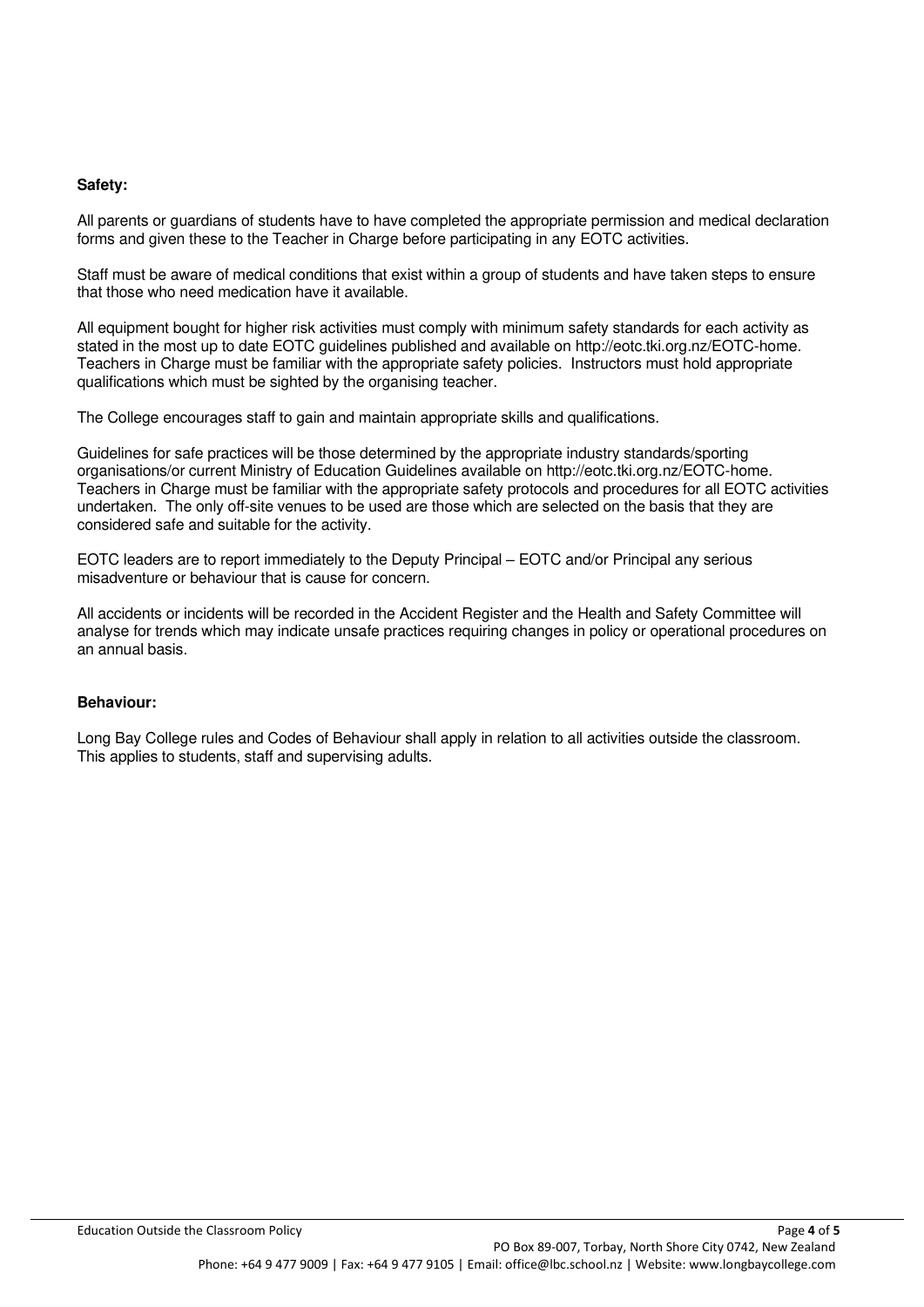**Safety:**

All parents or guardians of students have to have completed the appropriate permission and medical declaration forms and given these to the Teacher in Charge before participating in any EOTC activities.

Staff must be aware of medical conditions that exist within a group of students and have taken steps to ensure that those who need medication have it available.

All equipment bought for higher risk activities must comply with minimum safety standards for each activity as stated in the most up to date EOTC guidelines published and available on http://eotc.tki.org.nz/EOTC-home. Teachers in Charge must be familiar with the appropriate safety policies. Instructors must hold appropriate qualifications which must be sighted by the organising teacher.

The College encourages staff to gain and maintain appropriate skills and qualifications.

Guidelines for safe practices will be those determined by the appropriate industry standards/sporting organisations/or current Ministry of Education Guidelines available on http://eotc.tki.org.nz/EOTC-home. Teachers in Charge must be familiar with the appropriate safety protocols and procedures for all EOTC activities undertaken. The only off-site venues to be used are those which are selected on the basis that they are considered safe and suitable for the activity.

EOTC leaders are to report immediately to the Deputy Principal – EOTC and/or Principal any serious misadventure or behaviour that is cause for concern.

All accidents or incidents will be recorded in the Accident Register and the Health and Safety Committee will analyse for trends which may indicate unsafe practices requiring changes in policy or operational procedures on an annual basis.

**Behaviour:**

Long Bay College rules and Codes of Behaviour shall apply in relation to all activities outside the classroom. This applies to students, staff and supervising adults.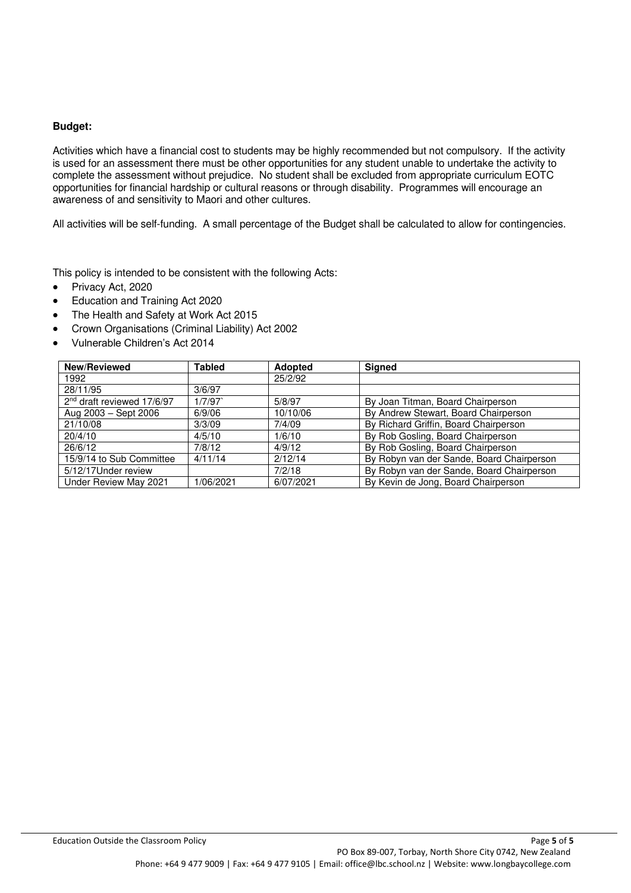**Budget:**

Activities which have a financial cost to students may be highly recommended but not compulsory. If the activity is used for an assessment there must be other opportunities for any student unable to undertake the activity to complete the assessment without prejudice. No student shall be excluded from appropriate curriculum EOTC opportunities for financial hardship or cultural reasons or through disability. Programmes will encourage an awareness of and sensitivity to Maori and other cultures.

All activities will be self-funding. A small percentage of the Budget shall be calculated to allow for contingencies.

This policy is intended to be consistent with the following Acts:

- Privacy Act, 2020
- Education and Training Act 2020
- The Health and Safety at Work Act 2015
- Crown Organisations (Criminal Liability) Act 2002
- Vulnerable Children's Act 2014

| New/Reviewed | Tabled | Adopted | Signed |
|---|---|---|---|
| 1992 | | 25/2/92 | |
| 28/11/95 | 3/6/97 | | |
| 2nd draft reviewed 17/6/97 | 1/7/97` | 5/8/97 | By Joan Titman, Board Chairperson |
| Aug 2003 – Sept 2006 | 6/9/06 | 10/10/06 | By Andrew Stewart, Board Chairperson |
| 21/10/08 | 3/3/09 | 7/4/09 | By Richard Griffin, Board Chairperson |
| 20/4/10 | 4/5/10 | 1/6/10 | By Rob Gosling, Board Chairperson |
| 26/6/12 | 7/8/12 | 4/9/12 | By Rob Gosling, Board Chairperson |
| 15/9/14 to Sub Committee | 4/11/14 | 2/12/14 | By Robyn van der Sande, Board Chairperson |
| 5/12/17Under review | | 7/2/18 | By Robyn van der Sande, Board Chairperson |
| Under Review May 2021 | 1/06/2021 | 6/07/2021 | By Kevin de Jong, Board Chairperson |